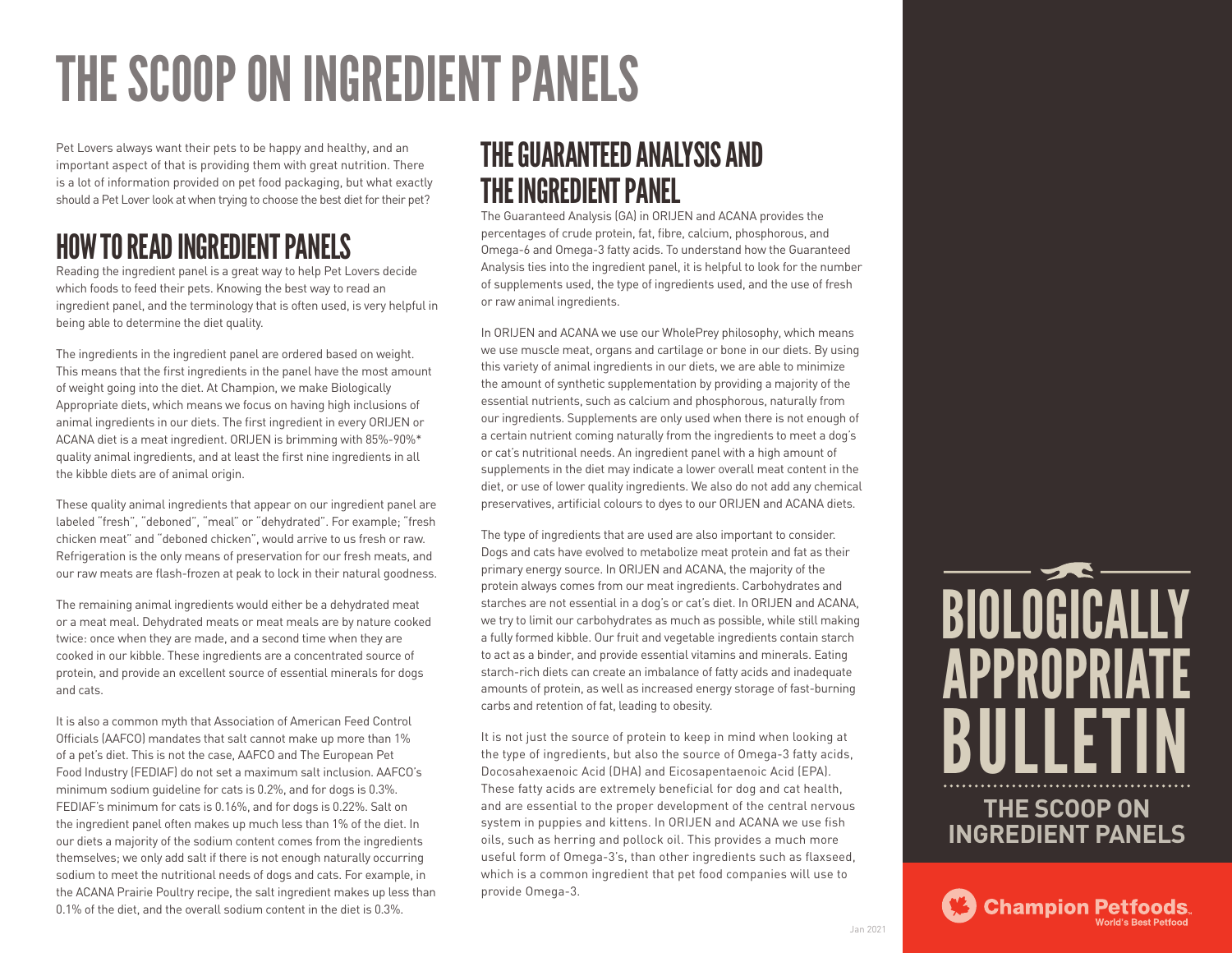# THE SCOOP ON INGREDIENT PANELS

Pet Lovers always want their pets to be happy and healthy, and an important aspect of that is providing them with great nutrition. There is a lot of information provided on pet food packaging, but what exactly should a Pet Lover look at when trying to choose the best diet for their pet?

## HOW TO READ INGREDIENT PANELS

Reading the ingredient panel is a great way to help Pet Lovers decide which foods to feed their pets. Knowing the best way to read an ingredient panel, and the terminology that is often used, is very helpful in being able to determine the diet quality.

The ingredients in the ingredient panel are ordered based on weight. This means that the first ingredients in the panel have the most amount of weight going into the diet. At Champion, we make Biologically Appropriate diets, which means we focus on having high inclusions of animal ingredients in our diets. The first ingredient in every ORIJEN or ACANA diet is a meat ingredient. ORIJEN is brimming with 85%-90%* quality animal ingredients, and at least the first nine ingredients in all the kibble diets are of animal origin.

These quality animal ingredients that appear on our ingredient panel are labeled "fresh", "deboned", "meal" or "dehydrated". For example; "fresh chicken meat" and "deboned chicken", would arrive to us fresh or raw. Refrigeration is the only means of preservation for our fresh meats, and our raw meats are flash-frozen at peak to lock in their natural goodness.

The remaining animal ingredients would either be a dehydrated meat or a meat meal. Dehydrated meats or meat meals are by nature cooked twice: once when they are made, and a second time when they are cooked in our kibble. These ingredients are a concentrated source of protein, and provide an excellent source of essential minerals for dogs and cats.

It is also a common myth that Association of American Feed Control Officials (AAFCO) mandates that salt cannot make up more than 1% of a pet's diet. This is not the case, AAFCO and The European Pet Food Industry (FEDIAF) do not set a maximum salt inclusion. AAFCO's minimum sodium guideline for cats is 0.2%, and for dogs is 0.3%. FEDIAF's minimum for cats is 0.16%, and for dogs is 0.22%. Salt on the ingredient panel often makes up much less than 1% of the diet. In our diets a majority of the sodium content comes from the ingredients themselves; we only add salt if there is not enough naturally occurring sodium to meet the nutritional needs of dogs and cats. For example, in the ACANA Prairie Poultry recipe, the salt ingredient makes up less than 0.1% of the diet, and the overall sodium content in the diet is 0.3%.

## THE GUARANTEED ANALYSIS AND THE INGREDIENT PANEL

The Guaranteed Analysis (GA) in ORIJEN and ACANA provides the percentages of crude protein, fat, fibre, calcium, phosphorous, and Omega-6 and Omega-3 fatty acids. To understand how the Guaranteed Analysis ties into the ingredient panel, it is helpful to look for the number of supplements used, the type of ingredients used, and the use of fresh or raw animal ingredients.

In ORIJEN and ACANA we use our WholePrey philosophy, which means we use muscle meat, organs and cartilage or bone in our diets. By using this variety of animal ingredients in our diets, we are able to minimize the amount of synthetic supplementation by providing a majority of the essential nutrients, such as calcium and phosphorous, naturally from our ingredients. Supplements are only used when there is not enough of a certain nutrient coming naturally from the ingredients to meet a dog's or cat's nutritional needs. An ingredient panel with a high amount of supplements in the diet may indicate a lower overall meat content in the diet, or use of lower quality ingredients. We also do not add any chemical preservatives, artificial colours to dyes to our ORIJEN and ACANA diets.

The type of ingredients that are used are also important to consider. Dogs and cats have evolved to metabolize meat protein and fat as their primary energy source. In ORIJEN and ACANA, the majority of the protein always comes from our meat ingredients. Carbohydrates and starches are not essential in a dog's or cat's diet. In ORIJEN and ACANA, we try to limit our carbohydrates as much as possible, while still making a fully formed kibble. Our fruit and vegetable ingredients contain starch to act as a binder, and provide essential vitamins and minerals. Eating starch-rich diets can create an imbalance of fatty acids and inadequate amounts of protein, as well as increased energy storage of fast-burning carbs and retention of fat, leading to obesity.

It is not just the source of protein to keep in mind when looking at the type of ingredients, but also the source of Omega-3 fatty acids, Docosahexaenoic Acid (DHA) and Eicosapentaenoic Acid (EPA). These fatty acids are extremely beneficial for dog and cat health, and are essential to the proper development of the central nervous system in puppies and kittens. In ORIJEN and ACANA we use fish oils, such as herring and pollock oil. This provides a much more useful form of Omega-3's, than other ingredients such as flaxseed, which is a common ingredient that pet food companies will use to provide Omega-3.

Jan 2021

**BIOLOGICALLY APPROPRIATE BULLETIN**

**THE SCOOP ON INGREDIENT PANELS**

Champion Petfoods
World's Best Petfood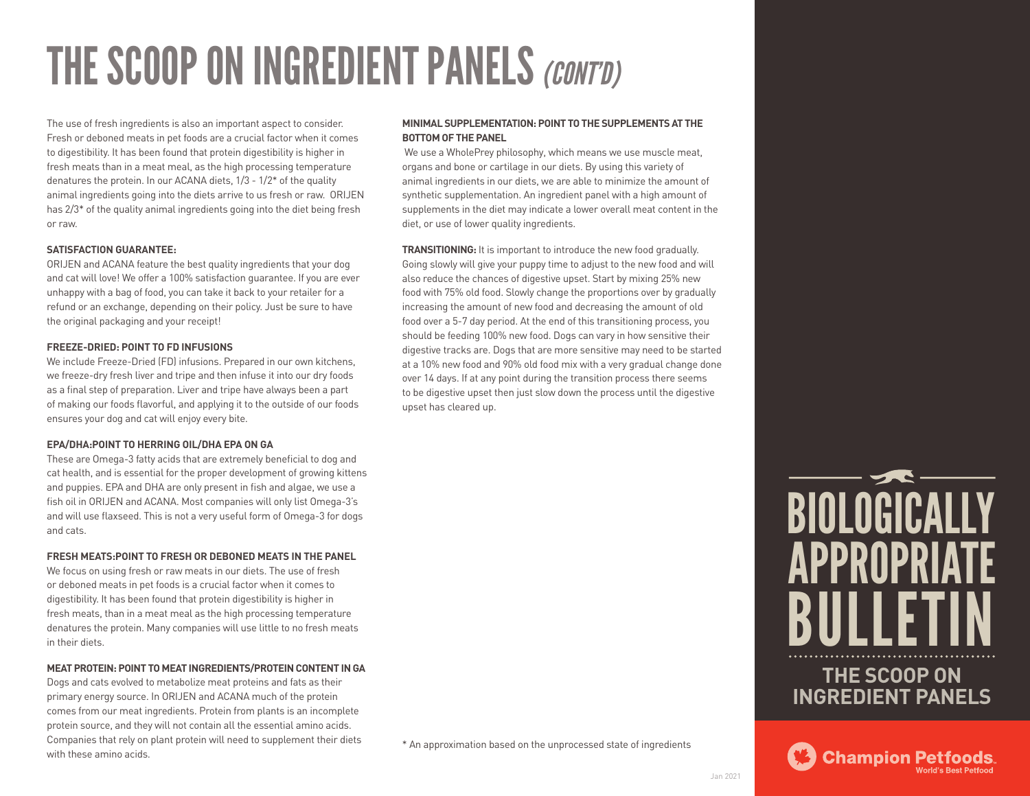# THE SCOOP ON INGREDIENT PANELS *(CONT'D)*

The use of fresh ingredients is also an important aspect to consider. Fresh or deboned meats in pet foods are a crucial factor when it comes to digestibility. It has been found that protein digestibility is higher in fresh meats than in a meat meal, as the high processing temperature denatures the protein. In our ACANA diets, 1/3 - 1/2* of the quality animal ingredients going into the diets arrive to us fresh or raw. ORIJEN has 2/3* of the quality animal ingredients going into the diet being fresh or raw.

**SATISFACTION GUARANTEE:**
ORIJEN and ACANA feature the best quality ingredients that your dog and cat will love! We offer a 100% satisfaction guarantee. If you are ever unhappy with a bag of food, you can take it back to your retailer for a refund or an exchange, depending on their policy. Just be sure to have the original packaging and your receipt!

**FREEZE-DRIED: POINT TO FD INFUSIONS**
We include Freeze-Dried (FD) infusions. Prepared in our own kitchens, we freeze-dry fresh liver and tripe and then infuse it into our dry foods as a final step of preparation. Liver and tripe have always been a part of making our foods flavorful, and applying it to the outside of our foods ensures your dog and cat will enjoy every bite.

**EPA/DHA:POINT TO HERRING OIL/DHA EPA ON GA**
These are Omega-3 fatty acids that are extremely beneficial to dog and cat health, and is essential for the proper development of growing kittens and puppies. EPA and DHA are only present in fish and algae, we use a fish oil in ORIJEN and ACANA. Most companies will only list Omega-3's and will use flaxseed. This is not a very useful form of Omega-3 for dogs and cats.

**FRESH MEATS:POINT TO FRESH OR DEBONED MEATS IN THE PANEL**
We focus on using fresh or raw meats in our diets. The use of fresh or deboned meats in pet foods is a crucial factor when it comes to digestibility. It has been found that protein digestibility is higher in fresh meats, than in a meat meal as the high processing temperature denatures the protein. Many companies will use little to no fresh meats in their diets.

**MEAT PROTEIN: POINT TO MEAT INGREDIENTS/PROTEIN CONTENT IN GA**
Dogs and cats evolved to metabolize meat proteins and fats as their primary energy source. In ORIJEN and ACANA much of the protein comes from our meat ingredients. Protein from plants is an incomplete protein source, and they will not contain all the essential amino acids. Companies that rely on plant protein will need to supplement their diets with these amino acids.

**MINIMAL SUPPLEMENTATION: POINT TO THE SUPPLEMENTS AT THE BOTTOM OF THE PANEL**
We use a WholePrey philosophy, which means we use muscle meat, organs and bone or cartilage in our diets. By using this variety of animal ingredients in our diets, we are able to minimize the amount of synthetic supplementation. An ingredient panel with a high amount of supplements in the diet may indicate a lower overall meat content in the diet, or use of lower quality ingredients.

**TRANSITIONING:** It is important to introduce the new food gradually. Going slowly will give your puppy time to adjust to the new food and will also reduce the chances of digestive upset. Start by mixing 25% new food with 75% old food. Slowly change the proportions over by gradually increasing the amount of new food and decreasing the amount of old food over a 5-7 day period. At the end of this transitioning process, you should be feeding 100% new food. Dogs can vary in how sensitive their digestive tracks are. Dogs that are more sensitive may need to be started at a 10% new food and 90% old food mix with a very gradual change done over 14 days. If at any point during the transition process there seems to be digestive upset then just slow down the process until the digestive upset has cleared up.

\* An approximation based on the unprocessed state of ingredients

BIOLOGICALLY APPROPRIATE BULLETIN

THE SCOOP ON INGREDIENT PANELS

Champion Petfoods
World's Best Petfood

Jan 2021